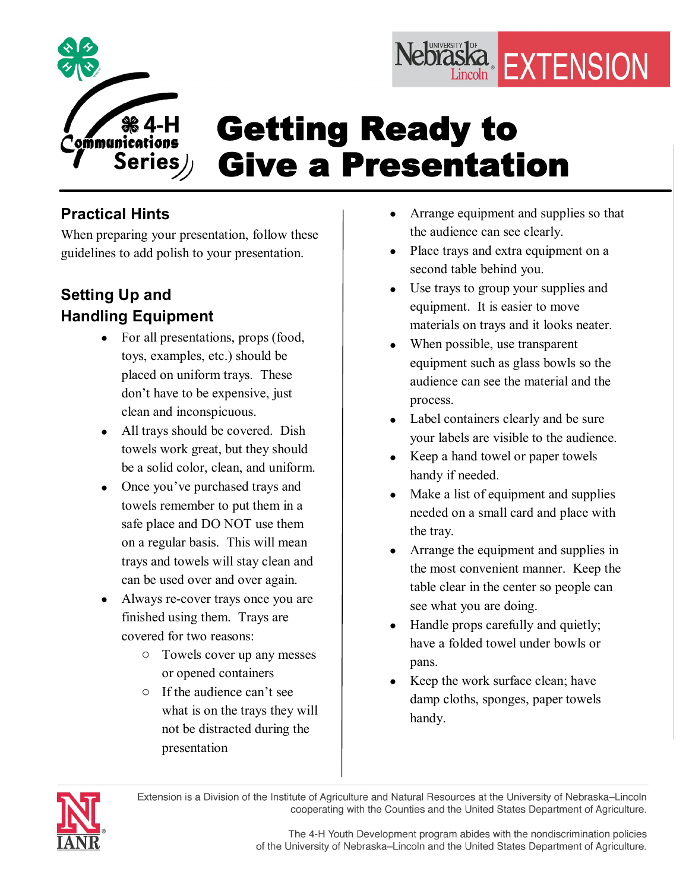4-H Communications Series

Nebraska Lincoln EXTENSION

# Getting Ready to Give a Presentation

## Practical Hints

When preparing your presentation, follow these guidelines to add polish to your presentation.

## Setting Up and Handling Equipment

- For all presentations, props (food, toys, examples, etc.) should be placed on uniform trays. These don't have to be expensive, just clean and inconspicuous.
- All trays should be covered. Dish towels work great, but they should be a solid color, clean, and uniform.
- Once you've purchased trays and towels remember to put them in a safe place and DO NOT use them on a regular basis. This will mean trays and towels will stay clean and can be used over and over again.
- Always re-cover trays once you are finished using them. Trays are covered for two reasons:
  - Towels cover up any messes or opened containers
  - If the audience can't see what is on the trays they will not be distracted during the presentation
- Arrange equipment and supplies so that the audience can see clearly.
- Place trays and extra equipment on a second table behind you.
- Use trays to group your supplies and equipment. It is easier to move materials on trays and it looks neater.
- When possible, use transparent equipment such as glass bowls so the audience can see the material and the process.
- Label containers clearly and be sure your labels are visible to the audience.
- Keep a hand towel or paper towels handy if needed.
- Make a list of equipment and supplies needed on a small card and place with the tray.
- Arrange the equipment and supplies in the most convenient manner. Keep the table clear in the center so people can see what you are doing.
- Handle props carefully and quietly; have a folded towel under bowls or pans.
- Keep the work surface clean; have damp cloths, sponges, paper towels handy.

Extension is a Division of the Institute of Agriculture and Natural Resources at the University of Nebraska–Lincoln cooperating with the Counties and the United States Department of Agriculture.

The 4-H Youth Development program abides with the nondiscrimination policies of the University of Nebraska–Lincoln and the United States Department of Agriculture.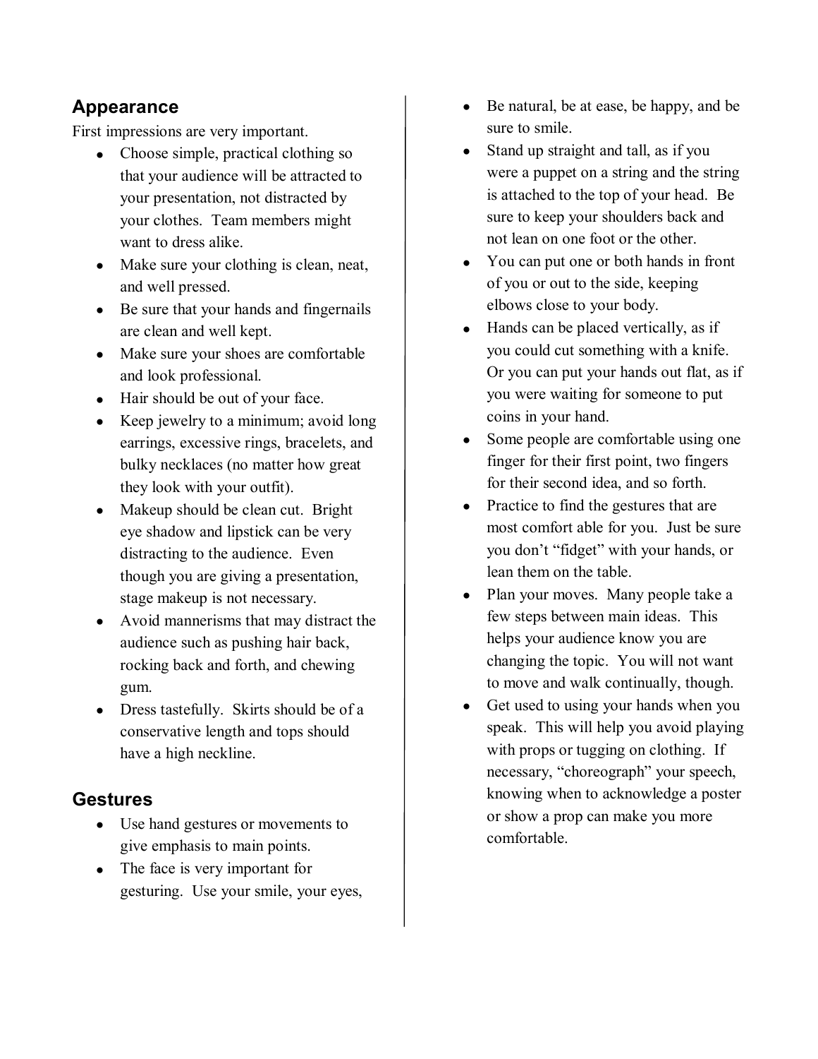## Appearance

First impressions are very important.

- Choose simple, practical clothing so that your audience will be attracted to your presentation, not distracted by your clothes. Team members might want to dress alike.
- Make sure your clothing is clean, neat, and well pressed.
- Be sure that your hands and fingernails are clean and well kept.
- Make sure your shoes are comfortable and look professional.
- Hair should be out of your face.
- Keep jewelry to a minimum; avoid long earrings, excessive rings, bracelets, and bulky necklaces (no matter how great they look with your outfit).
- Makeup should be clean cut. Bright eye shadow and lipstick can be very distracting to the audience. Even though you are giving a presentation, stage makeup is not necessary.
- Avoid mannerisms that may distract the audience such as pushing hair back, rocking back and forth, and chewing gum.
- Dress tastefully. Skirts should be of a conservative length and tops should have a high neckline.

## Gestures

- Use hand gestures or movements to give emphasis to main points.
- The face is very important for gesturing. Use your smile, your eyes,
- Be natural, be at ease, be happy, and be sure to smile.
- Stand up straight and tall, as if you were a puppet on a string and the string is attached to the top of your head. Be sure to keep your shoulders back and not lean on one foot or the other.
- You can put one or both hands in front of you or out to the side, keeping elbows close to your body.
- Hands can be placed vertically, as if you could cut something with a knife. Or you can put your hands out flat, as if you were waiting for someone to put coins in your hand.
- Some people are comfortable using one finger for their first point, two fingers for their second idea, and so forth.
- Practice to find the gestures that are most comfort able for you. Just be sure you don't "fidget" with your hands, or lean them on the table.
- Plan your moves. Many people take a few steps between main ideas. This helps your audience know you are changing the topic. You will not want to move and walk continually, though.
- Get used to using your hands when you speak. This will help you avoid playing with props or tugging on clothing. If necessary, "choreograph" your speech, knowing when to acknowledge a poster or show a prop can make you more comfortable.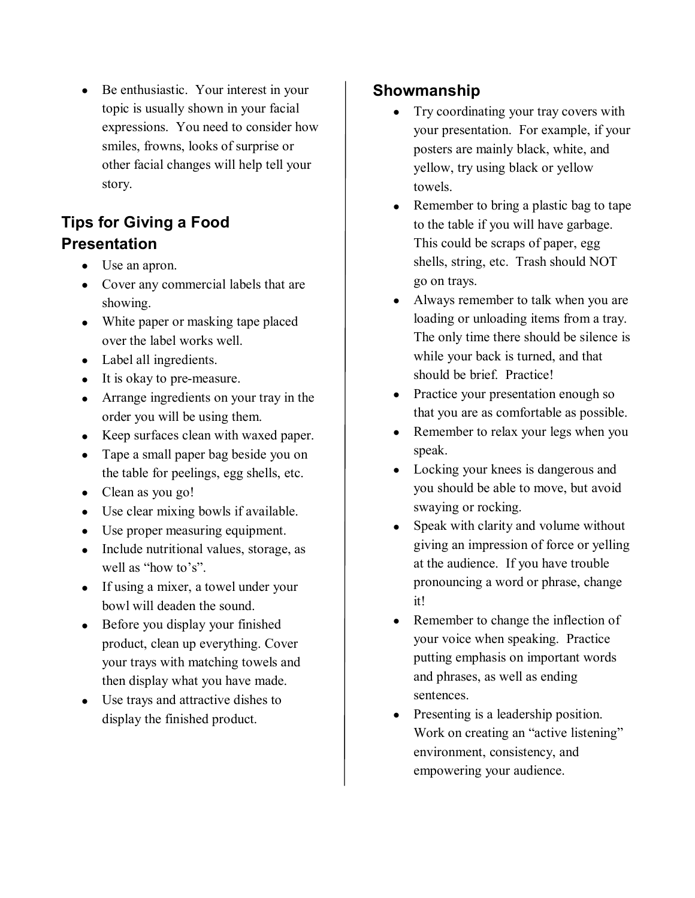- Be enthusiastic. Your interest in your topic is usually shown in your facial expressions. You need to consider how smiles, frowns, looks of surprise or other facial changes will help tell your story.

## Tips for Giving a Food Presentation

- Use an apron.
- Cover any commercial labels that are showing.
- White paper or masking tape placed over the label works well.
- Label all ingredients.
- It is okay to pre-measure.
- Arrange ingredients on your tray in the order you will be using them.
- Keep surfaces clean with waxed paper.
- Tape a small paper bag beside you on the table for peelings, egg shells, etc.
- Clean as you go!
- Use clear mixing bowls if available.
- Use proper measuring equipment.
- Include nutritional values, storage, as well as "how to's".
- If using a mixer, a towel under your bowl will deaden the sound.
- Before you display your finished product, clean up everything. Cover your trays with matching towels and then display what you have made.
- Use trays and attractive dishes to display the finished product.

## Showmanship

- Try coordinating your tray covers with your presentation. For example, if your posters are mainly black, white, and yellow, try using black or yellow towels.
- Remember to bring a plastic bag to tape to the table if you will have garbage. This could be scraps of paper, egg shells, string, etc. Trash should NOT go on trays.
- Always remember to talk when you are loading or unloading items from a tray. The only time there should be silence is while your back is turned, and that should be brief. Practice!
- Practice your presentation enough so that you are as comfortable as possible.
- Remember to relax your legs when you speak.
- Locking your knees is dangerous and you should be able to move, but avoid swaying or rocking.
- Speak with clarity and volume without giving an impression of force or yelling at the audience. If you have trouble pronouncing a word or phrase, change it!
- Remember to change the inflection of your voice when speaking. Practice putting emphasis on important words and phrases, as well as ending sentences.
- Presenting is a leadership position. Work on creating an "active listening" environment, consistency, and empowering your audience.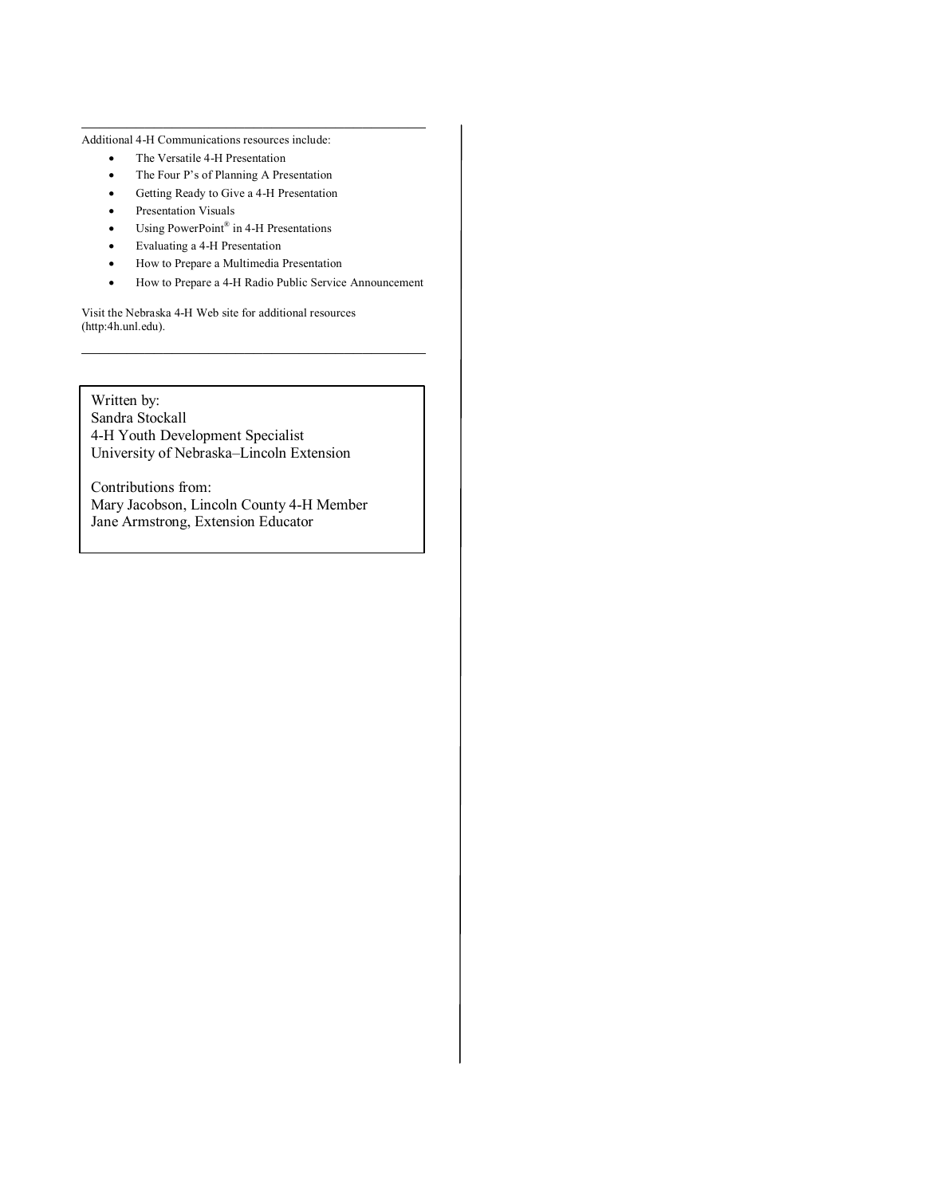Additional 4-H Communications resources include:

- The Versatile 4-H Presentation
- The Four P's of Planning A Presentation
- Getting Ready to Give a 4-H Presentation
- Presentation Visuals
- Using PowerPoint® in 4-H Presentations
- Evaluating a 4-H Presentation
- How to Prepare a Multimedia Presentation
- How to Prepare a 4-H Radio Public Service Announcement

Visit the Nebraska 4-H Web site for additional resources (http:4h.unl.edu).

---

Written by:
Sandra Stockall
4-H Youth Development Specialist
University of Nebraska–Lincoln Extension

Contributions from:
Mary Jacobson, Lincoln County 4-H Member
Jane Armstrong, Extension Educator